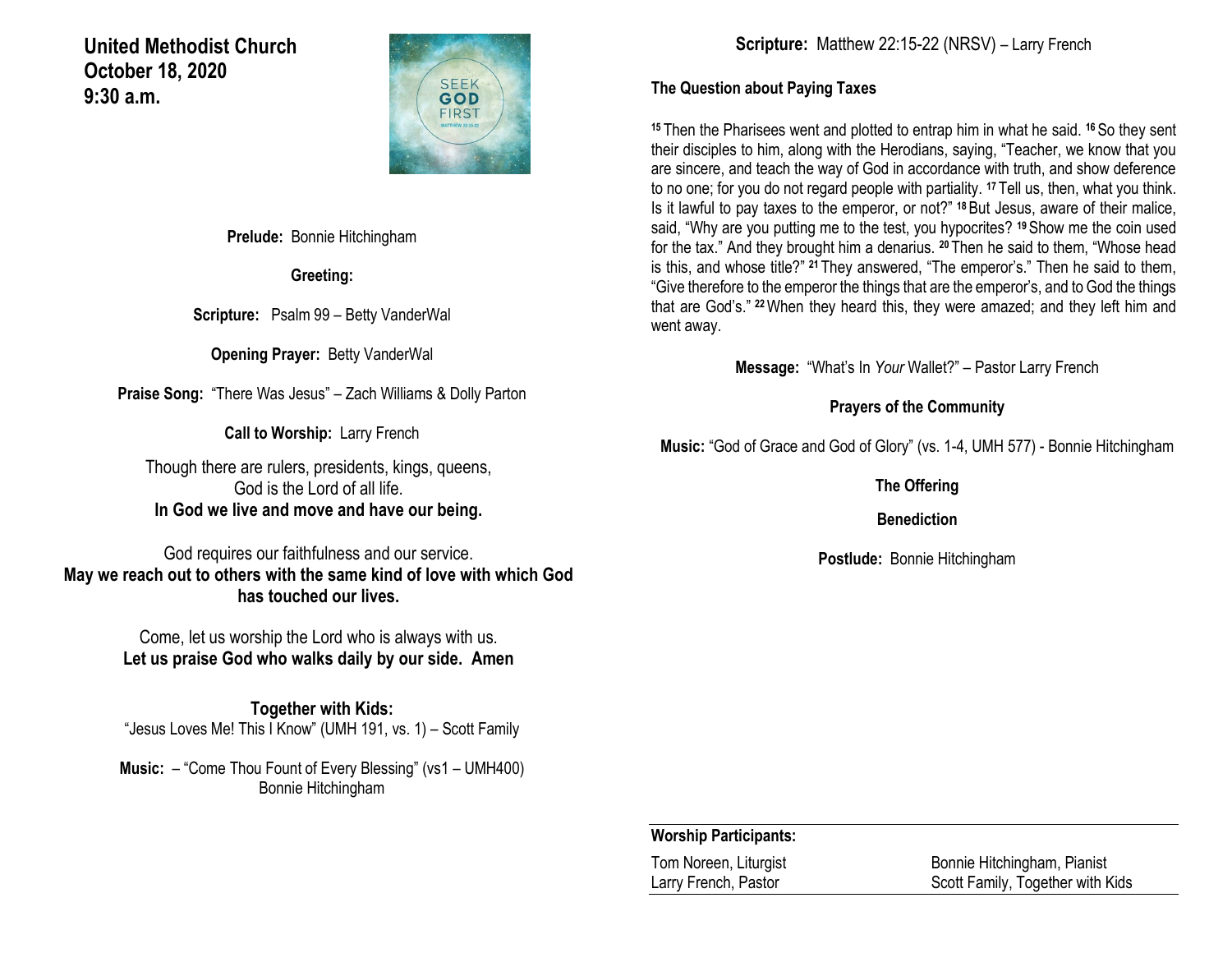# United Methodist Church
# October 18, 2020
# 9:30 a.m.

**Prelude:** Bonnie Hitchingham

**Greeting:**

**Scripture:** Psalm 99 – Betty VanderWal

**Opening Prayer:** Betty VanderWal

**Praise Song:** "There Was Jesus" – Zach Williams & Dolly Parton

**Call to Worship:** Larry French

Though there are rulers, presidents, kings, queens,
God is the Lord of all life.
**In God we live and move and have our being.**

God requires our faithfulness and our service.
**May we reach out to others with the same kind of love with which God has touched our lives.**

Come, let us worship the Lord who is always with us.
**Let us praise God who walks daily by our side. Amen**

**Together with Kids:**
"Jesus Loves Me! This I Know" (UMH 191, vs. 1) – Scott Family

**Music:** – "Come Thou Fount of Every Blessing" (vs1 – UMH400)
Bonnie Hitchingham

**Scripture:** Matthew 22:15-22 (NRSV) – Larry French

**The Question about Paying Taxes**

[15] Then the Pharisees went and plotted to entrap him in what he said. [16] So they sent their disciples to him, along with the Herodians, saying, "Teacher, we know that you are sincere, and teach the way of God in accordance with truth, and show deference to no one; for you do not regard people with partiality. [17] Tell us, then, what you think. Is it lawful to pay taxes to the emperor, or not?" [18] But Jesus, aware of their malice, said, "Why are you putting me to the test, you hypocrites? [19] Show me the coin used for the tax." And they brought him a denarius. [20] Then he said to them, "Whose head is this, and whose title?" [21] They answered, "The emperor's." Then he said to them, "Give therefore to the emperor the things that are the emperor's, and to God the things that are God's." [22] When they heard this, they were amazed; and they left him and went away.

**Message:** "What's In *Your* Wallet?" – Pastor Larry French

**Prayers of the Community**

**Music:** "God of Grace and God of Glory" (vs. 1-4, UMH 577) - Bonnie Hitchingham

**The Offering**

**Benediction**

**Postlude:** Bonnie Hitchingham

**Worship Participants:**

| | |
|---|---|
| Tom Noreen, Liturgist | Bonnie Hitchingham, Pianist |
| Larry French, Pastor | Scott Family, Together with Kids |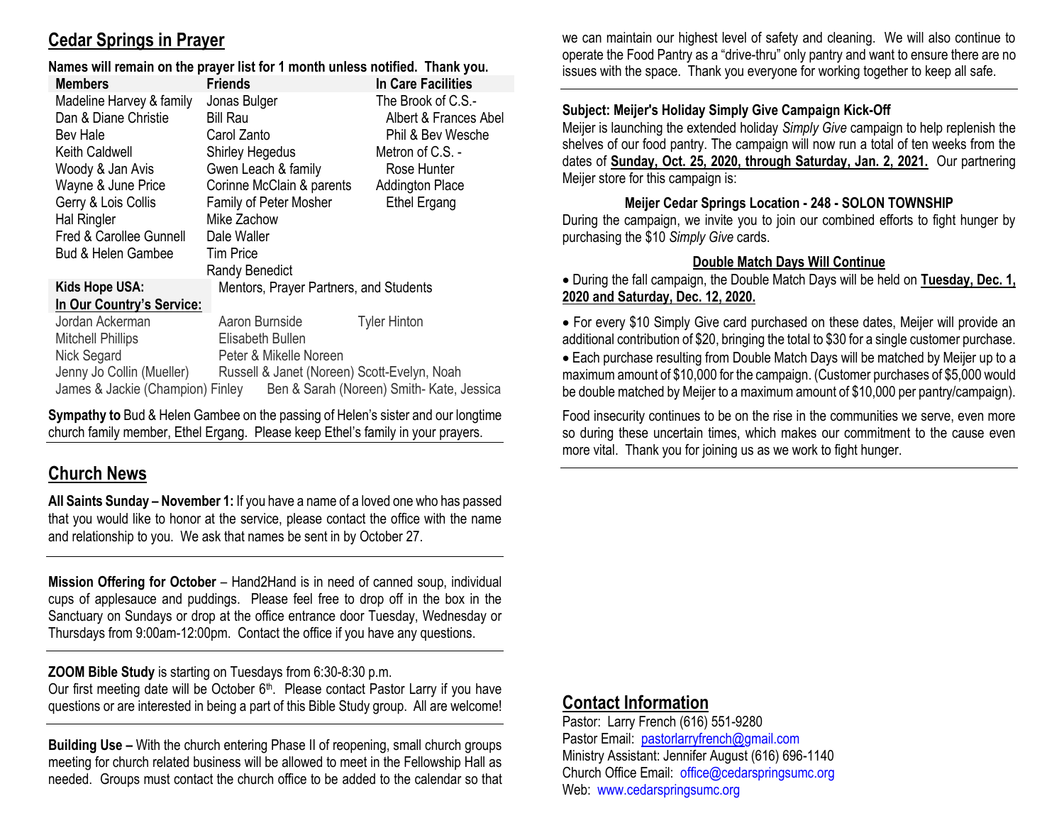## Cedar Springs in Prayer

**Names will remain on the prayer list for 1 month unless notified. Thank you.**

| Members | Friends | In Care Facilities |
|---|---|---|
| Madeline Harvey & family | Jonas Bulger | The Brook of C.S.- |
| Dan & Diane Christie | Bill Rau | Albert & Frances Abel |
| Bev Hale | Carol Zanto | Phil & Bev Wesche |
| Keith Caldwell | Shirley Hegedus | Metron of C.S. - |
| Woody & Jan Avis | Gwen Leach & family | Rose Hunter |
| Wayne & June Price | Corinne McClain & parents | Addington Place |
| Gerry & Lois Collis | Family of Peter Mosher | Ethel Ergang |
| Hal Ringler | Mike Zachow | |
| Fred & Carollee Gunnell | Dale Waller | |
| Bud & Helen Gambee | Tim Price | |
| | Randy Benedict | |

**Kids Hope USA:** Mentors, Prayer Partners, and Students

**In Our Country's Service:**

| | | |
|---|---|---|
| Jordan Ackerman | Aaron Burnside | Tyler Hinton |
| Mitchell Phillips | Elisabeth Bullen | |
| Nick Segard | Peter & Mikelle Noreen | |
| Jenny Jo Collin (Mueller) | Russell & Janet (Noreen) Scott-Evelyn, Noah | |
| James & Jackie (Champion) Finley | Ben & Sarah (Noreen) Smith- Kate, Jessica | |

**Sympathy to** Bud & Helen Gambee on the passing of Helen's sister and our longtime church family member, Ethel Ergang. Please keep Ethel's family in your prayers.

## Church News

**All Saints Sunday – November 1:** If you have a name of a loved one who has passed that you would like to honor at the service, please contact the office with the name and relationship to you. We ask that names be sent in by October 27.

**Mission Offering for October** – Hand2Hand is in need of canned soup, individual cups of applesauce and puddings. Please feel free to drop off in the box in the Sanctuary on Sundays or drop at the office entrance door Tuesday, Wednesday or Thursdays from 9:00am-12:00pm. Contact the office if you have any questions.

**ZOOM Bible Study** is starting on Tuesdays from 6:30-8:30 p.m.
Our first meeting date will be October 6th. Please contact Pastor Larry if you have questions or are interested in being a part of this Bible Study group. All are welcome!

**Building Use –** With the church entering Phase II of reopening, small church groups meeting for church related business will be allowed to meet in the Fellowship Hall as needed. Groups must contact the church office to be added to the calendar so that we can maintain our highest level of safety and cleaning. We will also continue to operate the Food Pantry as a "drive-thru" only pantry and want to ensure there are no issues with the space. Thank you everyone for working together to keep all safe.

**Subject: Meijer's Holiday Simply Give Campaign Kick-Off**
Meijer is launching the extended holiday *Simply Give* campaign to help replenish the shelves of our food pantry. The campaign will now run a total of ten weeks from the dates of **Sunday, Oct. 25, 2020, through Saturday, Jan. 2, 2021.** Our partnering Meijer store for this campaign is:

**Meijer Cedar Springs Location - 248 - SOLON TOWNSHIP**

During the campaign, we invite you to join our combined efforts to fight hunger by purchasing the $10 *Simply Give* cards.

**Double Match Days Will Continue**

- During the fall campaign, the Double Match Days will be held on **Tuesday, Dec. 1, 2020 and Saturday, Dec. 12, 2020.**
- For every $10 Simply Give card purchased on these dates, Meijer will provide an additional contribution of $20, bringing the total to $30 for a single customer purchase.
- Each purchase resulting from Double Match Days will be matched by Meijer up to a maximum amount of $10,000 for the campaign. (Customer purchases of $5,000 would be double matched by Meijer to a maximum amount of $10,000 per pantry/campaign).

Food insecurity continues to be on the rise in the communities we serve, even more so during these uncertain times, which makes our commitment to the cause even more vital. Thank you for joining us as we work to fight hunger.

## Contact Information

Pastor: Larry French (616) 551-9280
Pastor Email: pastorlarryfrench@gmail.com
Ministry Assistant: Jennifer August (616) 696-1140
Church Office Email: office@cedarspringsumc.org
Web: www.cedarspringsumc.org